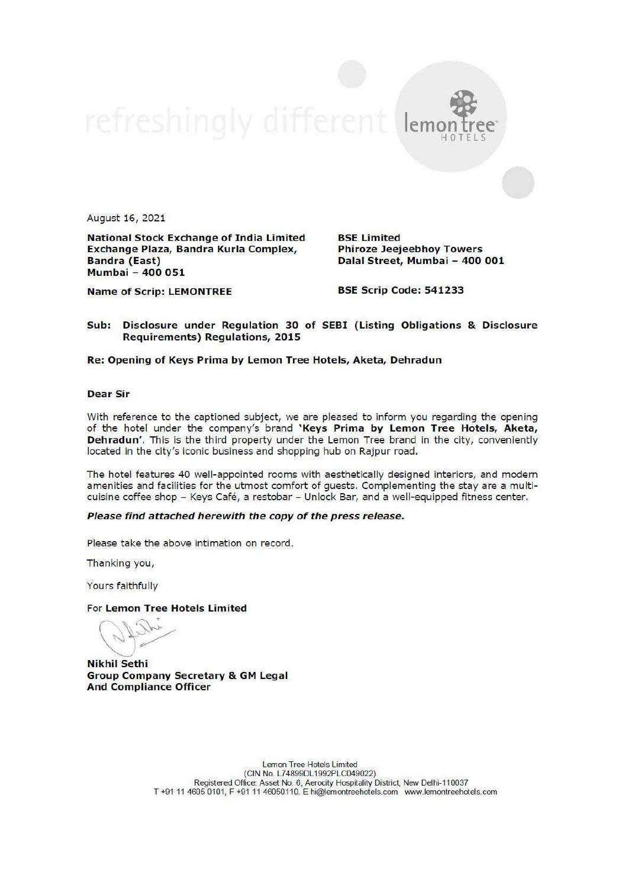August 16, 2021

**National Stock Exchange of India Limited**
**Exchange Plaza, Bandra Kurla Complex,**
**Bandra (East)**
**Mumbai – 400 051**

**Name of Scrip: LEMONTREE**

**BSE Limited**
**Phiroze Jeejeebhoy Towers**
**Dalal Street, Mumbai – 400 001**

**BSE Scrip Code: 541233**

**Sub: Disclosure under Regulation 30 of SEBI (Listing Obligations & Disclosure Requirements) Regulations, 2015**

**Re: Opening of Keys Prima by Lemon Tree Hotels, Aketa, Dehradun**

**Dear Sir**

With reference to the captioned subject, we are pleased to inform you regarding the opening of the hotel under the company's brand **'Keys Prima by Lemon Tree Hotels, Aketa, Dehradun'**. This is the third property under the Lemon Tree brand in the city, conveniently located in the city's iconic business and shopping hub on Rajpur road.

The hotel features 40 well-appointed rooms with aesthetically designed interiors, and modern amenities and facilities for the utmost comfort of guests. Complementing the stay are a multi-cuisine coffee shop – Keys Café, a restobar – Unlock Bar, and a well-equipped fitness center.

***Please find attached herewith the copy of the press release.***

Please take the above intimation on record.

Thanking you,

Yours faithfully

For **Lemon Tree Hotels Limited**

**Nikhil Sethi**
**Group Company Secretary & GM Legal**
**And Compliance Officer**

Lemon Tree Hotels Limited
(CIN No. L74899DL1992PLC049022)
Registered Office: Asset No. 6, Aerocity Hospitality District, New Delhi-110037
T +91 11 4605 0101, F +91 11 46050110. E hi@lemontreehotels.com www.lemontreehotels.com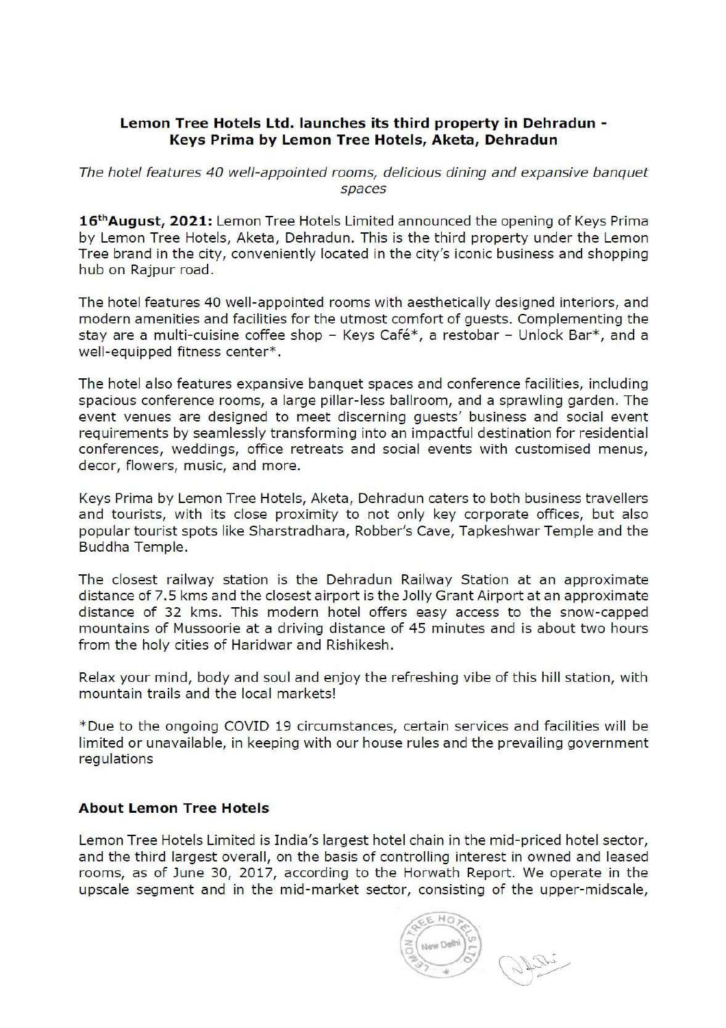**Lemon Tree Hotels Ltd. launches its third property in Dehradun - Keys Prima by Lemon Tree Hotels, Aketa, Dehradun**

*The hotel features 40 well-appointed rooms, delicious dining and expansive banquet spaces*

**16thAugust, 2021:** Lemon Tree Hotels Limited announced the opening of Keys Prima by Lemon Tree Hotels, Aketa, Dehradun. This is the third property under the Lemon Tree brand in the city, conveniently located in the city's iconic business and shopping hub on Rajpur road.

The hotel features 40 well-appointed rooms with aesthetically designed interiors, and modern amenities and facilities for the utmost comfort of guests. Complementing the stay are a multi-cuisine coffee shop – Keys Café*, a restobar – Unlock Bar*, and a well-equipped fitness center*.

The hotel also features expansive banquet spaces and conference facilities, including spacious conference rooms, a large pillar-less ballroom, and a sprawling garden. The event venues are designed to meet discerning guests' business and social event requirements by seamlessly transforming into an impactful destination for residential conferences, weddings, office retreats and social events with customised menus, decor, flowers, music, and more.

Keys Prima by Lemon Tree Hotels, Aketa, Dehradun caters to both business travellers and tourists, with its close proximity to not only key corporate offices, but also popular tourist spots like Sharstradhara, Robber's Cave, Tapkeshwar Temple and the Buddha Temple.

The closest railway station is the Dehradun Railway Station at an approximate distance of 7.5 kms and the closest airport is the Jolly Grant Airport at an approximate distance of 32 kms. This modern hotel offers easy access to the snow-capped mountains of Mussoorie at a driving distance of 45 minutes and is about two hours from the holy cities of Haridwar and Rishikesh.

Relax your mind, body and soul and enjoy the refreshing vibe of this hill station, with mountain trails and the local markets!

*Due to the ongoing COVID 19 circumstances, certain services and facilities will be limited or unavailable, in keeping with our house rules and the prevailing government regulations

### About Lemon Tree Hotels

Lemon Tree Hotels Limited is India's largest hotel chain in the mid-priced hotel sector, and the third largest overall, on the basis of controlling interest in owned and leased rooms, as of June 30, 2017, according to the Horwath Report. We operate in the upscale segment and in the mid-market sector, consisting of the upper-midscale,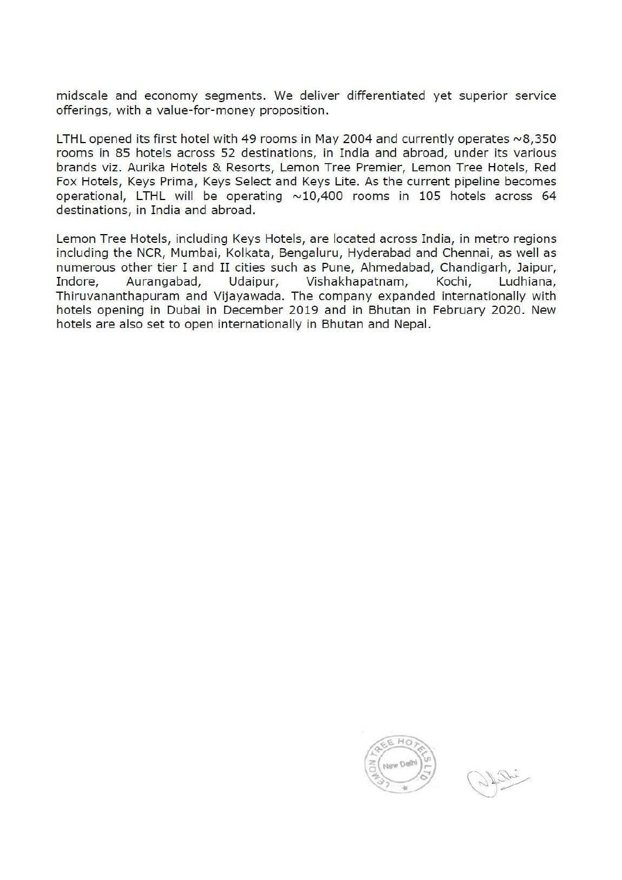midscale and economy segments. We deliver differentiated yet superior service offerings, with a value-for-money proposition.

LTHL opened its first hotel with 49 rooms in May 2004 and currently operates ~8,350 rooms in 85 hotels across 52 destinations, in India and abroad, under its various brands viz. Aurika Hotels & Resorts, Lemon Tree Premier, Lemon Tree Hotels, Red Fox Hotels, Keys Prima, Keys Select and Keys Lite. As the current pipeline becomes operational, LTHL will be operating ~10,400 rooms in 105 hotels across 64 destinations, in India and abroad.

Lemon Tree Hotels, including Keys Hotels, are located across India, in metro regions including the NCR, Mumbai, Kolkata, Bengaluru, Hyderabad and Chennai, as well as numerous other tier I and II cities such as Pune, Ahmedabad, Chandigarh, Jaipur, Indore, Aurangabad, Udaipur, Vishakhapatnam, Kochi, Ludhiana, Thiruvananthapuram and Vijayawada. The company expanded internationally with hotels opening in Dubai in December 2019 and in Bhutan in February 2020. New hotels are also set to open internationally in Bhutan and Nepal.